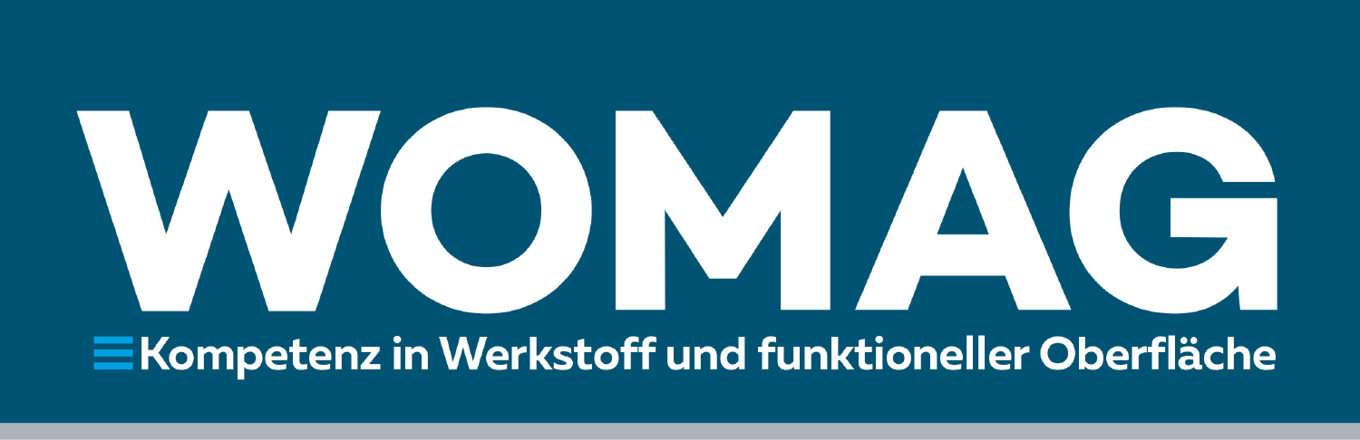# WOMAG

Kompetenz in Werkstoff und funktioneller Oberfläche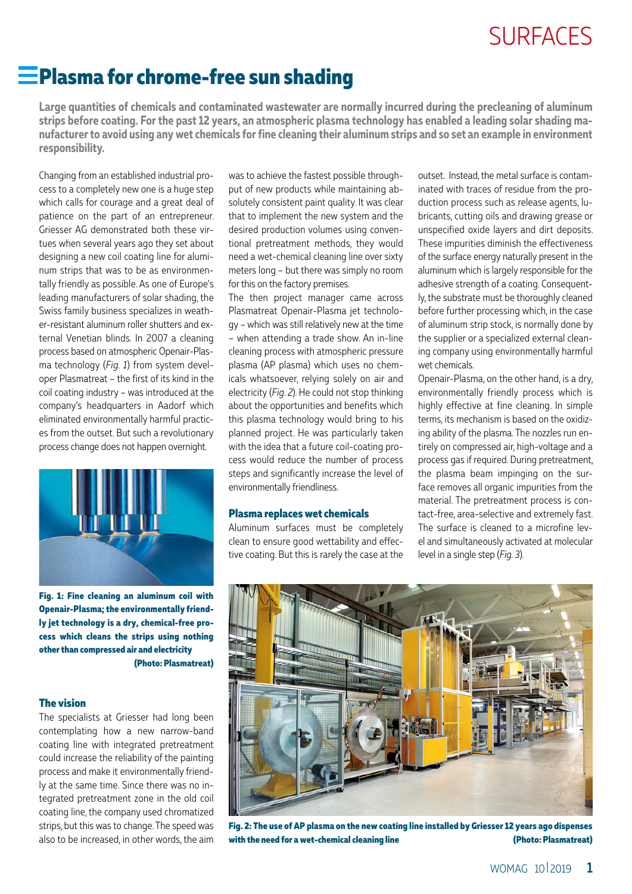# Plasma for chrome-free sun shading

**Large quantities of chemicals and contaminated wastewater are normally incurred during the precleaning of aluminum strips before coating. For the past 12 years, an atmospheric plasma technology has enabled a leading solar shading manufacturer to avoid using any wet chemicals for fine cleaning their aluminum strips and so set an example in environment responsibility.**

Changing from an established industrial process to a completely new one is a huge step which calls for courage and a great deal of patience on the part of an entrepreneur. Griesser AG demonstrated both these virtues when several years ago they set about designing a new coil coating line for aluminum strips that was to be as environmentally friendly as possible. As one of Europe's leading manufacturers of solar shading, the Swiss family business specializes in weather-resistant aluminum roller shutters and external Venetian blinds. In 2007 a cleaning process based on atmospheric Openair-Plasma technology (*Fig. 1*) from system developer Plasmatreat – the first of its kind in the coil coating industry – was introduced at the company's headquarters in Aadorf which eliminated environmentally harmful practices from the outset. But such a revolutionary process change does not happen overnight.

**Fig. 1: Fine cleaning an aluminum coil with Openair-Plasma; the environmentally friendly jet technology is a dry, chemical-free process which cleans the strips using nothing other than compressed air and electricity (Photo: Plasmatreat)**

## The vision

The specialists at Griesser had long been contemplating how a new narrow-band coating line with integrated pretreatment could increase the reliability of the painting process and make it environmentally friendly at the same time. Since there was no integrated pretreatment zone in the old coil coating line, the company used chromatized strips, but this was to change. The speed was also to be increased, in other words, the aim was to achieve the fastest possible throughput of new products while maintaining absolutely consistent paint quality. It was clear that to implement the new system and the desired production volumes using conventional pretreatment methods, they would need a wet-chemical cleaning line over sixty meters long – but there was simply no room for this on the factory premises.

The then project manager came across Plasmatreat Openair-Plasma jet technology – which was still relatively new at the time – when attending a trade show. An in-line cleaning process with atmospheric pressure plasma (AP plasma) which uses no chemicals whatsoever, relying solely on air and electricity (*Fig. 2*). He could not stop thinking about the opportunities and benefits which this plasma technology would bring to his planned project. He was particularly taken with the idea that a future coil-coating process would reduce the number of process steps and significantly increase the level of environmentally friendliness.

## Plasma replaces wet chemicals

Aluminum surfaces must be completely clean to ensure good wettability and effective coating. But this is rarely the case at the outset. Instead, the metal surface is contaminated with traces of residue from the production process such as release agents, lubricants, cutting oils and drawing grease or unspecified oxide layers and dirt deposits. These impurities diminish the effectiveness of the surface energy naturally present in the aluminum which is largely responsible for the adhesive strength of a coating. Consequently, the substrate must be thoroughly cleaned before further processing which, in the case of aluminum strip stock, is normally done by the supplier or a specialized external cleaning company using environmentally harmful wet chemicals.

Openair-Plasma, on the other hand, is a dry, environmentally friendly process which is highly effective at fine cleaning. In simple terms, its mechanism is based on the oxidizing ability of the plasma. The nozzles run entirely on compressed air, high-voltage and a process gas if required. During pretreatment, the plasma beam impinging on the surface removes all organic impurities from the material. The pretreatment process is contact-free, area-selective and extremely fast. The surface is cleaned to a microfine level and simultaneously activated at molecular level in a single step (*Fig. 3*).

**Fig. 2: The use of AP plasma on the new coating line installed by Griesser 12 years ago dispenses with the need for a wet-chemical cleaning line (Photo: Plasmatreat)**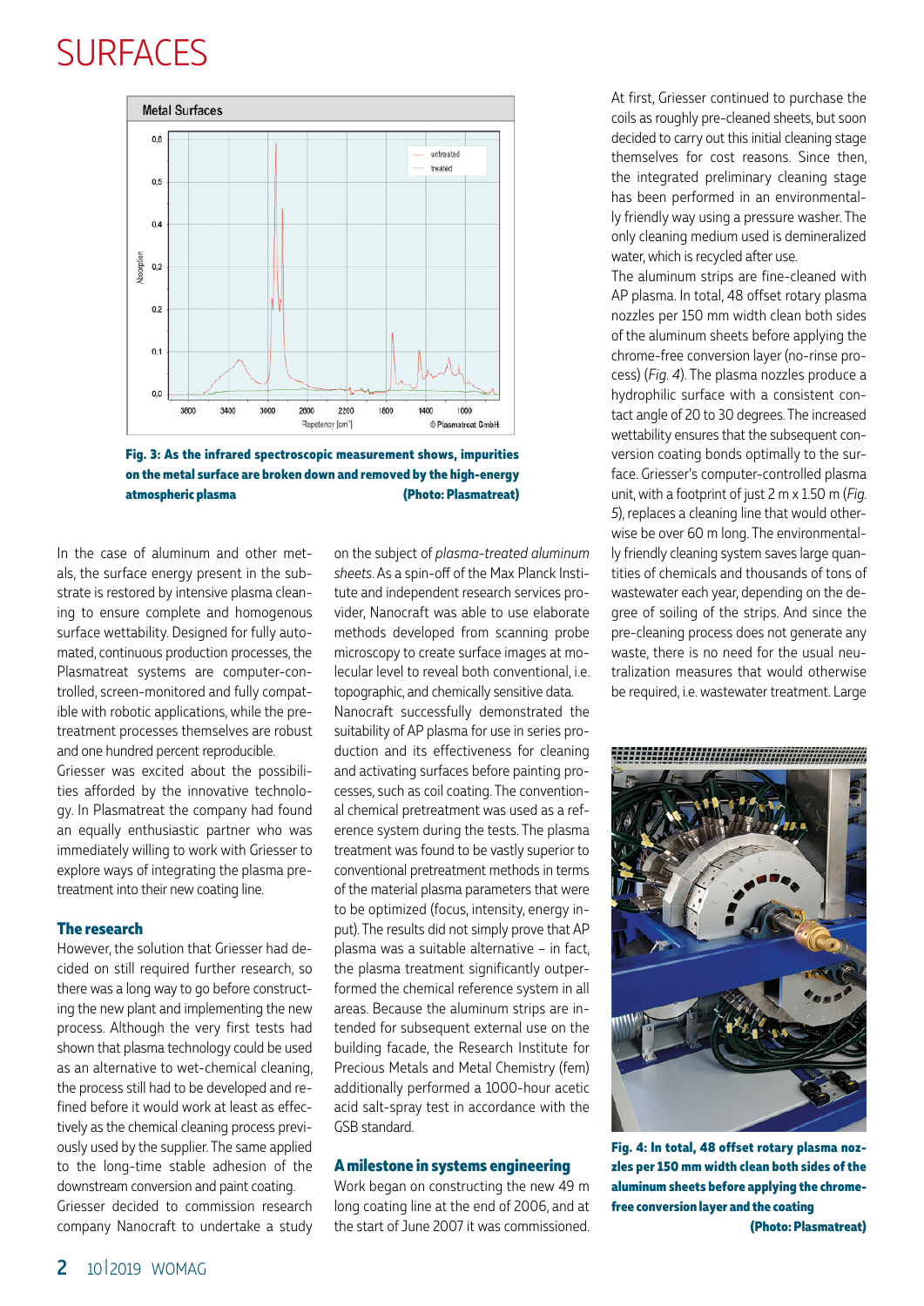# SURFACES

**Fig. 3: As the infrared spectroscopic measurement shows, impurities on the metal surface are broken down and removed by the high-energy atmospheric plasma** **(Photo: Plasmatreat)**

In the case of aluminum and other metals, the surface energy present in the substrate is restored by intensive plasma cleaning to ensure complete and homogenous surface wettability. Designed for fully automated, continuous production processes, the Plasmatreat systems are computer-controlled, screen-monitored and fully compatible with robotic applications, while the pretreatment processes themselves are robust and one hundred percent reproducible.

Griesser was excited about the possibilities afforded by the innovative technology. In Plasmatreat the company had found an equally enthusiastic partner who was immediately willing to work with Griesser to explore ways of integrating the plasma pretreatment into their new coating line.

## The research

However, the solution that Griesser had decided on still required further research, so there was a long way to go before constructing the new plant and implementing the new process. Although the very first tests had shown that plasma technology could be used as an alternative to wet-chemical cleaning, the process still had to be developed and refined before it would work at least as effectively as the chemical cleaning process previously used by the supplier. The same applied to the long-time stable adhesion of the downstream conversion and paint coating.

Griesser decided to commission research company Nanocraft to undertake a study on the subject of *plasma-treated aluminum sheets*. As a spin-off of the Max Planck Institute and independent research services provider, Nanocraft was able to use elaborate methods developed from scanning probe microscopy to create surface images at molecular level to reveal both conventional, i.e. topographic, and chemically sensitive data. Nanocraft successfully demonstrated the suitability of AP plasma for use in series production and its effectiveness for cleaning and activating surfaces before painting processes, such as coil coating. The conventional chemical pretreatment was used as a reference system during the tests. The plasma treatment was found to be vastly superior to conventional pretreatment methods in terms of the material plasma parameters that were to be optimized (focus, intensity, energy input). The results did not simply prove that AP plasma was a suitable alternative – in fact, the plasma treatment significantly outperformed the chemical reference system in all areas. Because the aluminum strips are intended for subsequent external use on the building facade, the Research Institute for Precious Metals and Metal Chemistry (fem) additionally performed a 1000-hour acetic acid salt-spray test in accordance with the GSB standard.

## A milestone in systems engineering

Work began on constructing the new 49 m long coating line at the end of 2006, and at the start of June 2007 it was commissioned.

At first, Griesser continued to purchase the coils as roughly pre-cleaned sheets, but soon decided to carry out this initial cleaning stage themselves for cost reasons. Since then, the integrated preliminary cleaning stage has been performed in an environmentally friendly way using a pressure washer. The only cleaning medium used is demineralized water, which is recycled after use.

The aluminum strips are fine-cleaned with AP plasma. In total, 48 offset rotary plasma nozzles per 150 mm width clean both sides of the aluminum sheets before applying the chrome-free conversion layer (no-rinse process) (*Fig. 4*). The plasma nozzles produce a hydrophilic surface with a consistent contact angle of 20 to 30 degrees. The increased wettability ensures that the subsequent conversion coating bonds optimally to the surface. Griesser's computer-controlled plasma unit, with a footprint of just 2 m x 1.50 m (*Fig. 5*), replaces a cleaning line that would otherwise be over 60 m long. The environmentally friendly cleaning system saves large quantities of chemicals and thousands of tons of wastewater each year, depending on the degree of soiling of the strips. And since the pre-cleaning process does not generate any waste, there is no need for the usual neutralization measures that would otherwise be required, i.e. wastewater treatment. Large

**Fig. 4: In total, 48 offset rotary plasma nozzles per 150 mm width clean both sides of the aluminum sheets before applying the chrome-free conversion layer and the coating** **(Photo: Plasmatreat)**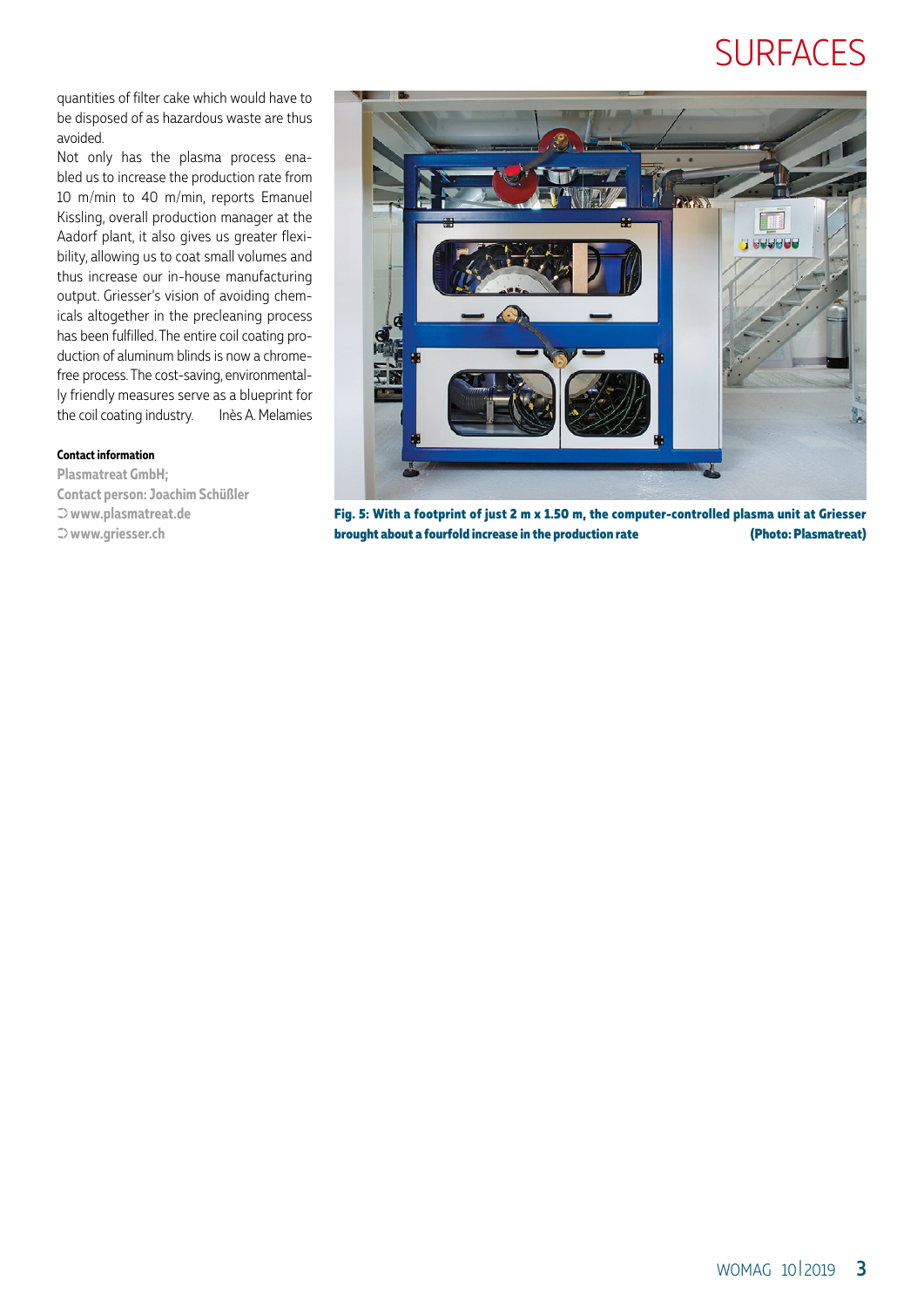quantities of filter cake which would have to be disposed of as hazardous waste are thus avoided.

Not only has the plasma process enabled us to increase the production rate from 10 m/min to 40 m/min, reports Emanuel Kissling, overall production manager at the Aadorf plant, it also gives us greater flexibility, allowing us to coat small volumes and thus increase our in-house manufacturing output. Griesser's vision of avoiding chemicals altogether in the precleaning process has been fulfilled. The entire coil coating production of aluminum blinds is now a chrome-free process. The cost-saving, environmentally friendly measures serve as a blueprint for the coil coating industry. Inès A. Melamies

**Contact information**

Plasmatreat GmbH;
Contact person: Joachim Schüßler
➲ www.plasmatreat.de
➲ www.griesser.ch

**Fig. 5: With a footprint of just 2 m x 1.50 m, the computer-controlled plasma unit at Griesser brought about a fourfold increase in the production rate (Photo: Plasmatreat)**